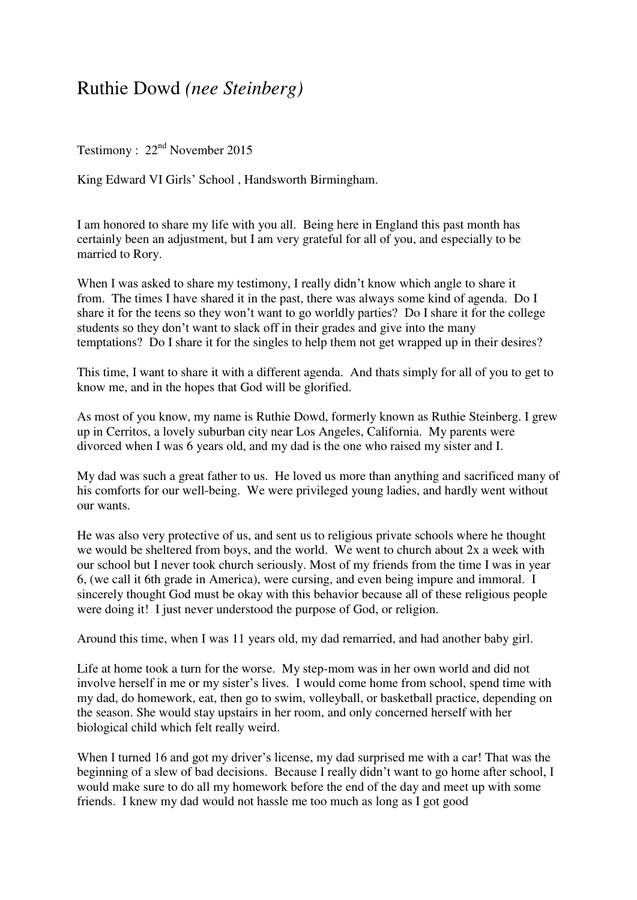# Ruthie Dowd *(nee Steinberg)*

Testimony : 22nd November 2015

King Edward VI Girls' School , Handsworth Birmingham.

I am honored to share my life with you all. Being here in England this past month has certainly been an adjustment, but I am very grateful for all of you, and especially to be married to Rory.

When I was asked to share my testimony, I really didn't know which angle to share it from. The times I have shared it in the past, there was always some kind of agenda. Do I share it for the teens so they won't want to go worldly parties? Do I share it for the college students so they don't want to slack off in their grades and give into the many temptations? Do I share it for the singles to help them not get wrapped up in their desires?

This time, I want to share it with a different agenda. And thats simply for all of you to get to know me, and in the hopes that God will be glorified.

As most of you know, my name is Ruthie Dowd, formerly known as Ruthie Steinberg. I grew up in Cerritos, a lovely suburban city near Los Angeles, California. My parents were divorced when I was 6 years old, and my dad is the one who raised my sister and I.

My dad was such a great father to us. He loved us more than anything and sacrificed many of his comforts for our well-being. We were privileged young ladies, and hardly went without our wants.

He was also very protective of us, and sent us to religious private schools where he thought we would be sheltered from boys, and the world. We went to church about 2x a week with our school but I never took church seriously. Most of my friends from the time I was in year 6, (we call it 6th grade in America), were cursing, and even being impure and immoral. I sincerely thought God must be okay with this behavior because all of these religious people were doing it! I just never understood the purpose of God, or religion.

Around this time, when I was 11 years old, my dad remarried, and had another baby girl.

Life at home took a turn for the worse. My step-mom was in her own world and did not involve herself in me or my sister's lives. I would come home from school, spend time with my dad, do homework, eat, then go to swim, volleyball, or basketball practice, depending on the season. She would stay upstairs in her room, and only concerned herself with her biological child which felt really weird.

When I turned 16 and got my driver's license, my dad surprised me with a car! That was the beginning of a slew of bad decisions. Because I really didn't want to go home after school, I would make sure to do all my homework before the end of the day and meet up with some friends. I knew my dad would not hassle me too much as long as I got good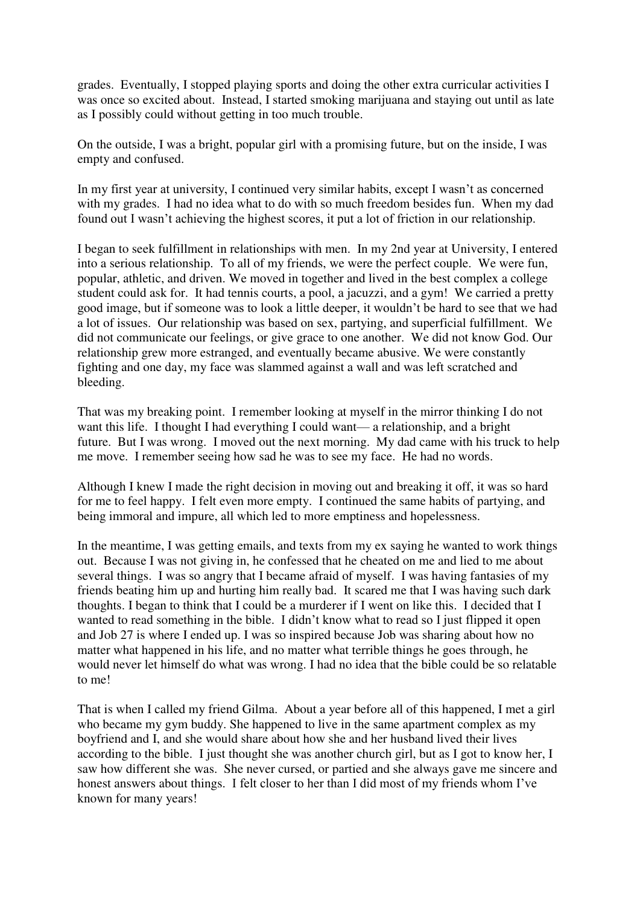grades. Eventually, I stopped playing sports and doing the other extra curricular activities I was once so excited about. Instead, I started smoking marijuana and staying out until as late as I possibly could without getting in too much trouble.

On the outside, I was a bright, popular girl with a promising future, but on the inside, I was empty and confused.

In my first year at university, I continued very similar habits, except I wasn't as concerned with my grades. I had no idea what to do with so much freedom besides fun. When my dad found out I wasn't achieving the highest scores, it put a lot of friction in our relationship.

I began to seek fulfillment in relationships with men. In my 2nd year at University, I entered into a serious relationship. To all of my friends, we were the perfect couple. We were fun, popular, athletic, and driven. We moved in together and lived in the best complex a college student could ask for. It had tennis courts, a pool, a jacuzzi, and a gym! We carried a pretty good image, but if someone was to look a little deeper, it wouldn't be hard to see that we had a lot of issues. Our relationship was based on sex, partying, and superficial fulfillment. We did not communicate our feelings, or give grace to one another. We did not know God. Our relationship grew more estranged, and eventually became abusive. We were constantly fighting and one day, my face was slammed against a wall and was left scratched and bleeding.

That was my breaking point. I remember looking at myself in the mirror thinking I do not want this life. I thought I had everything I could want— a relationship, and a bright future. But I was wrong. I moved out the next morning. My dad came with his truck to help me move. I remember seeing how sad he was to see my face. He had no words.

Although I knew I made the right decision in moving out and breaking it off, it was so hard for me to feel happy. I felt even more empty. I continued the same habits of partying, and being immoral and impure, all which led to more emptiness and hopelessness.

In the meantime, I was getting emails, and texts from my ex saying he wanted to work things out. Because I was not giving in, he confessed that he cheated on me and lied to me about several things. I was so angry that I became afraid of myself. I was having fantasies of my friends beating him up and hurting him really bad. It scared me that I was having such dark thoughts. I began to think that I could be a murderer if I went on like this. I decided that I wanted to read something in the bible. I didn't know what to read so I just flipped it open and Job 27 is where I ended up. I was so inspired because Job was sharing about how no matter what happened in his life, and no matter what terrible things he goes through, he would never let himself do what was wrong. I had no idea that the bible could be so relatable to me!

That is when I called my friend Gilma. About a year before all of this happened, I met a girl who became my gym buddy. She happened to live in the same apartment complex as my boyfriend and I, and she would share about how she and her husband lived their lives according to the bible. I just thought she was another church girl, but as I got to know her, I saw how different she was. She never cursed, or partied and she always gave me sincere and honest answers about things. I felt closer to her than I did most of my friends whom I've known for many years!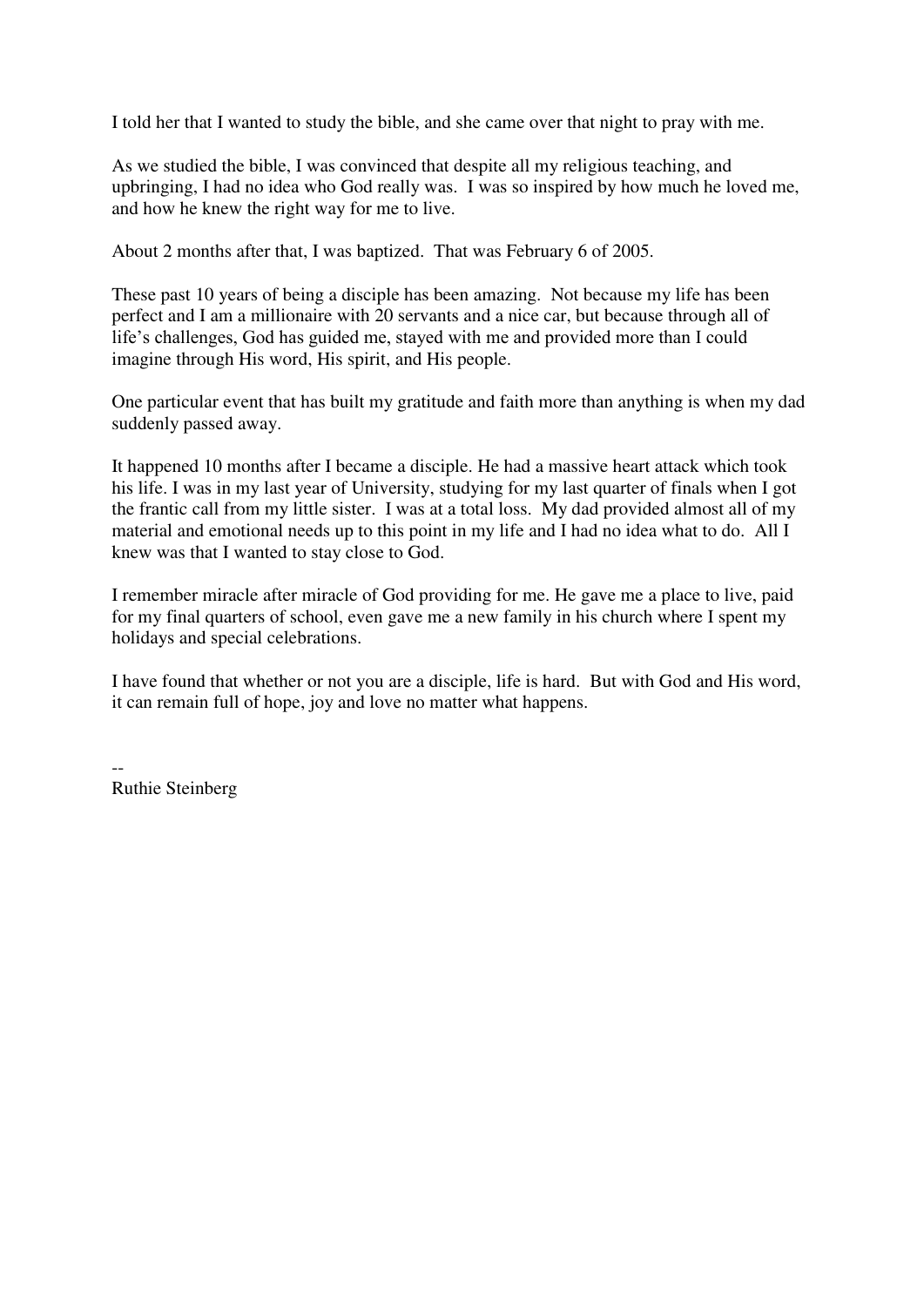I told her that I wanted to study the bible, and she came over that night to pray with me.

As we studied the bible, I was convinced that despite all my religious teaching, and upbringing, I had no idea who God really was. I was so inspired by how much he loved me, and how he knew the right way for me to live.

About 2 months after that, I was baptized. That was February 6 of 2005.

These past 10 years of being a disciple has been amazing. Not because my life has been perfect and I am a millionaire with 20 servants and a nice car, but because through all of life's challenges, God has guided me, stayed with me and provided more than I could imagine through His word, His spirit, and His people.

One particular event that has built my gratitude and faith more than anything is when my dad suddenly passed away.

It happened 10 months after I became a disciple. He had a massive heart attack which took his life. I was in my last year of University, studying for my last quarter of finals when I got the frantic call from my little sister. I was at a total loss. My dad provided almost all of my material and emotional needs up to this point in my life and I had no idea what to do. All I knew was that I wanted to stay close to God.

I remember miracle after miracle of God providing for me. He gave me a place to live, paid for my final quarters of school, even gave me a new family in his church where I spent my holidays and special celebrations.

I have found that whether or not you are a disciple, life is hard. But with God and His word, it can remain full of hope, joy and love no matter what happens.

--
Ruthie Steinberg